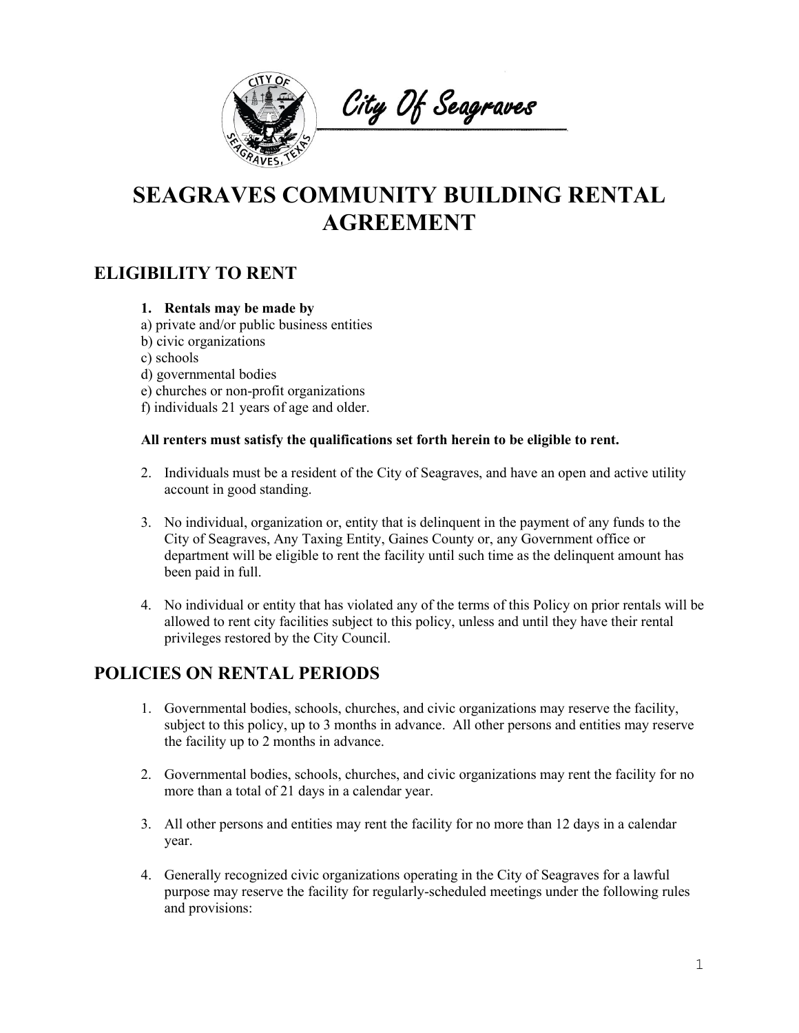City Of Seagraves

# SEAGRAVES COMMUNITY BUILDING RENTAL AGREEMENT

## ELIGIBILITY TO RENT

1. **Rentals may be made by**

a) private and/or public business entities
b) civic organizations
c) schools
d) governmental bodies
e) churches or non-profit organizations
f) individuals 21 years of age and older.

**All renters must satisfy the qualifications set forth herein to be eligible to rent.**

2. Individuals must be a resident of the City of Seagraves, and have an open and active utility account in good standing.

3. No individual, organization or, entity that is delinquent in the payment of any funds to the City of Seagraves, Any Taxing Entity, Gaines County or, any Government office or department will be eligible to rent the facility until such time as the delinquent amount has been paid in full.

4. No individual or entity that has violated any of the terms of this Policy on prior rentals will be allowed to rent city facilities subject to this policy, unless and until they have their rental privileges restored by the City Council.

## POLICIES ON RENTAL PERIODS

1. Governmental bodies, schools, churches, and civic organizations may reserve the facility, subject to this policy, up to 3 months in advance. All other persons and entities may reserve the facility up to 2 months in advance.

2. Governmental bodies, schools, churches, and civic organizations may rent the facility for no more than a total of 21 days in a calendar year.

3. All other persons and entities may rent the facility for no more than 12 days in a calendar year.

4. Generally recognized civic organizations operating in the City of Seagraves for a lawful purpose may reserve the facility for regularly-scheduled meetings under the following rules and provisions: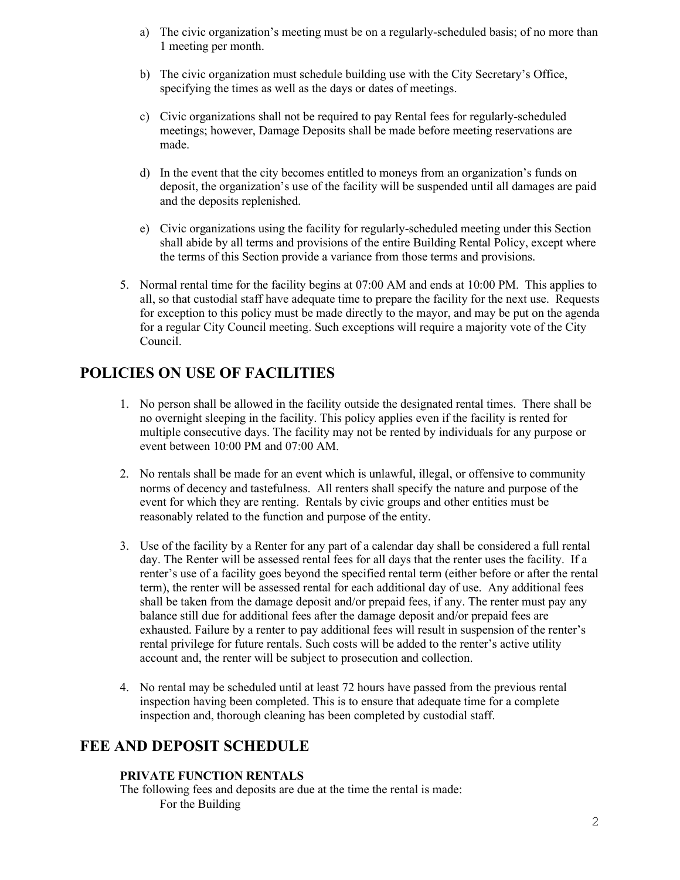a) The civic organization's meeting must be on a regularly-scheduled basis; of no more than 1 meeting per month.

b) The civic organization must schedule building use with the City Secretary's Office, specifying the times as well as the days or dates of meetings.

c) Civic organizations shall not be required to pay Rental fees for regularly-scheduled meetings; however, Damage Deposits shall be made before meeting reservations are made.

d) In the event that the city becomes entitled to moneys from an organization's funds on deposit, the organization's use of the facility will be suspended until all damages are paid and the deposits replenished.

e) Civic organizations using the facility for regularly-scheduled meeting under this Section shall abide by all terms and provisions of the entire Building Rental Policy, except where the terms of this Section provide a variance from those terms and provisions.

5. Normal rental time for the facility begins at 07:00 AM and ends at 10:00 PM. This applies to all, so that custodial staff have adequate time to prepare the facility for the next use. Requests for exception to this policy must be made directly to the mayor, and may be put on the agenda for a regular City Council meeting. Such exceptions will require a majority vote of the City Council.

## POLICIES ON USE OF FACILITIES

1. No person shall be allowed in the facility outside the designated rental times. There shall be no overnight sleeping in the facility. This policy applies even if the facility is rented for multiple consecutive days. The facility may not be rented by individuals for any purpose or event between 10:00 PM and 07:00 AM.

2. No rentals shall be made for an event which is unlawful, illegal, or offensive to community norms of decency and tastefulness. All renters shall specify the nature and purpose of the event for which they are renting. Rentals by civic groups and other entities must be reasonably related to the function and purpose of the entity.

3. Use of the facility by a Renter for any part of a calendar day shall be considered a full rental day. The Renter will be assessed rental fees for all days that the renter uses the facility. If a renter's use of a facility goes beyond the specified rental term (either before or after the rental term), the renter will be assessed rental for each additional day of use. Any additional fees shall be taken from the damage deposit and/or prepaid fees, if any. The renter must pay any balance still due for additional fees after the damage deposit and/or prepaid fees are exhausted. Failure by a renter to pay additional fees will result in suspension of the renter's rental privilege for future rentals. Such costs will be added to the renter's active utility account and, the renter will be subject to prosecution and collection.

4. No rental may be scheduled until at least 72 hours have passed from the previous rental inspection having been completed. This is to ensure that adequate time for a complete inspection and, thorough cleaning has been completed by custodial staff.

## FEE AND DEPOSIT SCHEDULE

### PRIVATE FUNCTION RENTALS

The following fees and deposits are due at the time the rental is made:

For the Building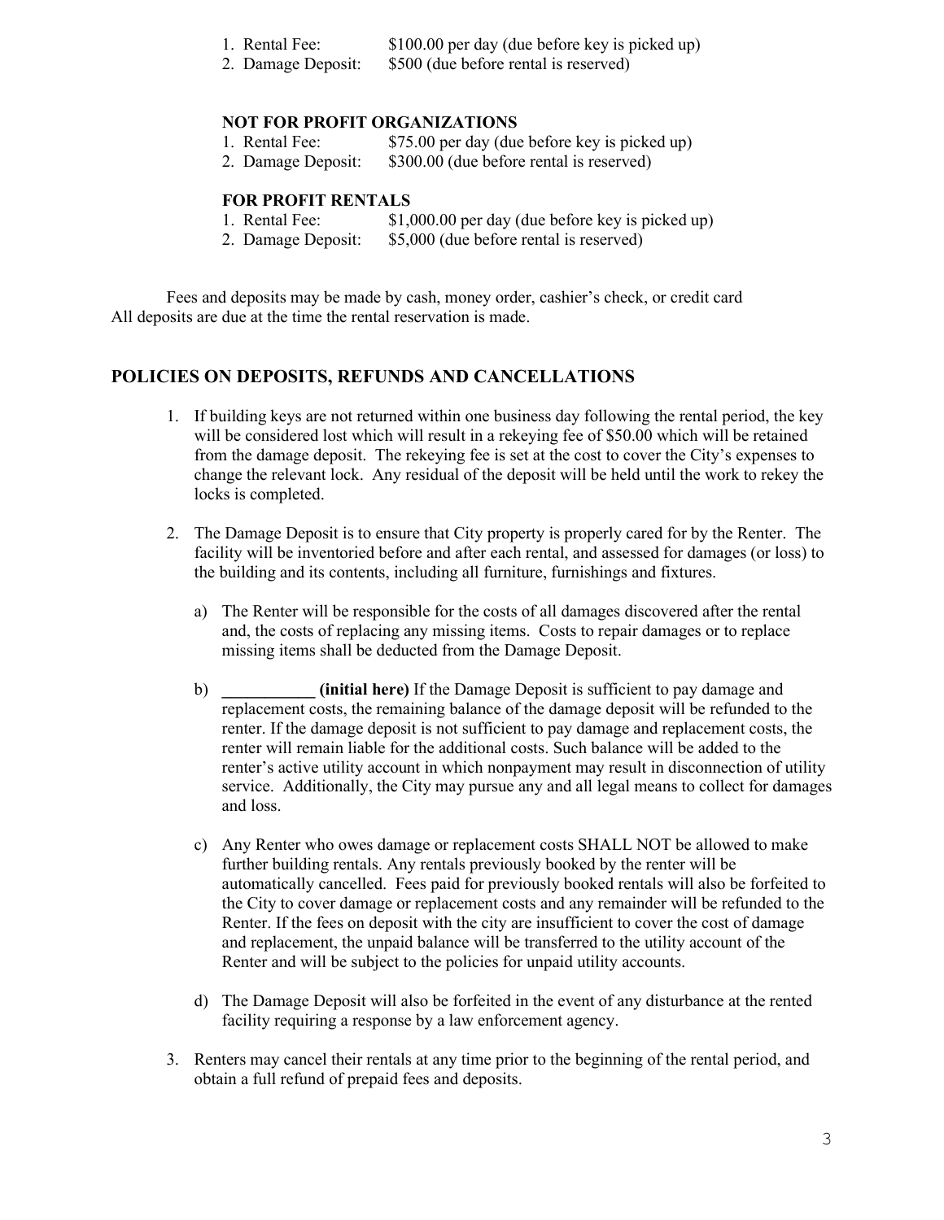1. Rental Fee: $100.00 per day (due before key is picked up)
2. Damage Deposit: $500 (due before rental is reserved)

**NOT FOR PROFIT ORGANIZATIONS**

1. Rental Fee: $75.00 per day (due before key is picked up)
2. Damage Deposit: $300.00 (due before rental is reserved)

**FOR PROFIT RENTALS**

1. Rental Fee: $1,000.00 per day (due before key is picked up)
2. Damage Deposit: $5,000 (due before rental is reserved)

Fees and deposits may be made by cash, money order, cashier's check, or credit card All deposits are due at the time the rental reservation is made.

## POLICIES ON DEPOSITS, REFUNDS AND CANCELLATIONS

1. If building keys are not returned within one business day following the rental period, the key will be considered lost which will result in a rekeying fee of $50.00 which will be retained from the damage deposit. The rekeying fee is set at the cost to cover the City's expenses to change the relevant lock. Any residual of the deposit will be held until the work to rekey the locks is completed.

2. The Damage Deposit is to ensure that City property is properly cared for by the Renter. The facility will be inventoried before and after each rental, and assessed for damages (or loss) to the building and its contents, including all furniture, furnishings and fixtures.

   a) The Renter will be responsible for the costs of all damages discovered after the rental and, the costs of replacing any missing items. Costs to repair damages or to replace missing items shall be deducted from the Damage Deposit.

   b) **___________ (initial here)** If the Damage Deposit is sufficient to pay damage and replacement costs, the remaining balance of the damage deposit will be refunded to the renter. If the damage deposit is not sufficient to pay damage and replacement costs, the renter will remain liable for the additional costs. Such balance will be added to the renter's active utility account in which nonpayment may result in disconnection of utility service. Additionally, the City may pursue any and all legal means to collect for damages and loss.

   c) Any Renter who owes damage or replacement costs SHALL NOT be allowed to make further building rentals. Any rentals previously booked by the renter will be automatically cancelled. Fees paid for previously booked rentals will also be forfeited to the City to cover damage or replacement costs and any remainder will be refunded to the Renter. If the fees on deposit with the city are insufficient to cover the cost of damage and replacement, the unpaid balance will be transferred to the utility account of the Renter and will be subject to the policies for unpaid utility accounts.

   d) The Damage Deposit will also be forfeited in the event of any disturbance at the rented facility requiring a response by a law enforcement agency.

3. Renters may cancel their rentals at any time prior to the beginning of the rental period, and obtain a full refund of prepaid fees and deposits.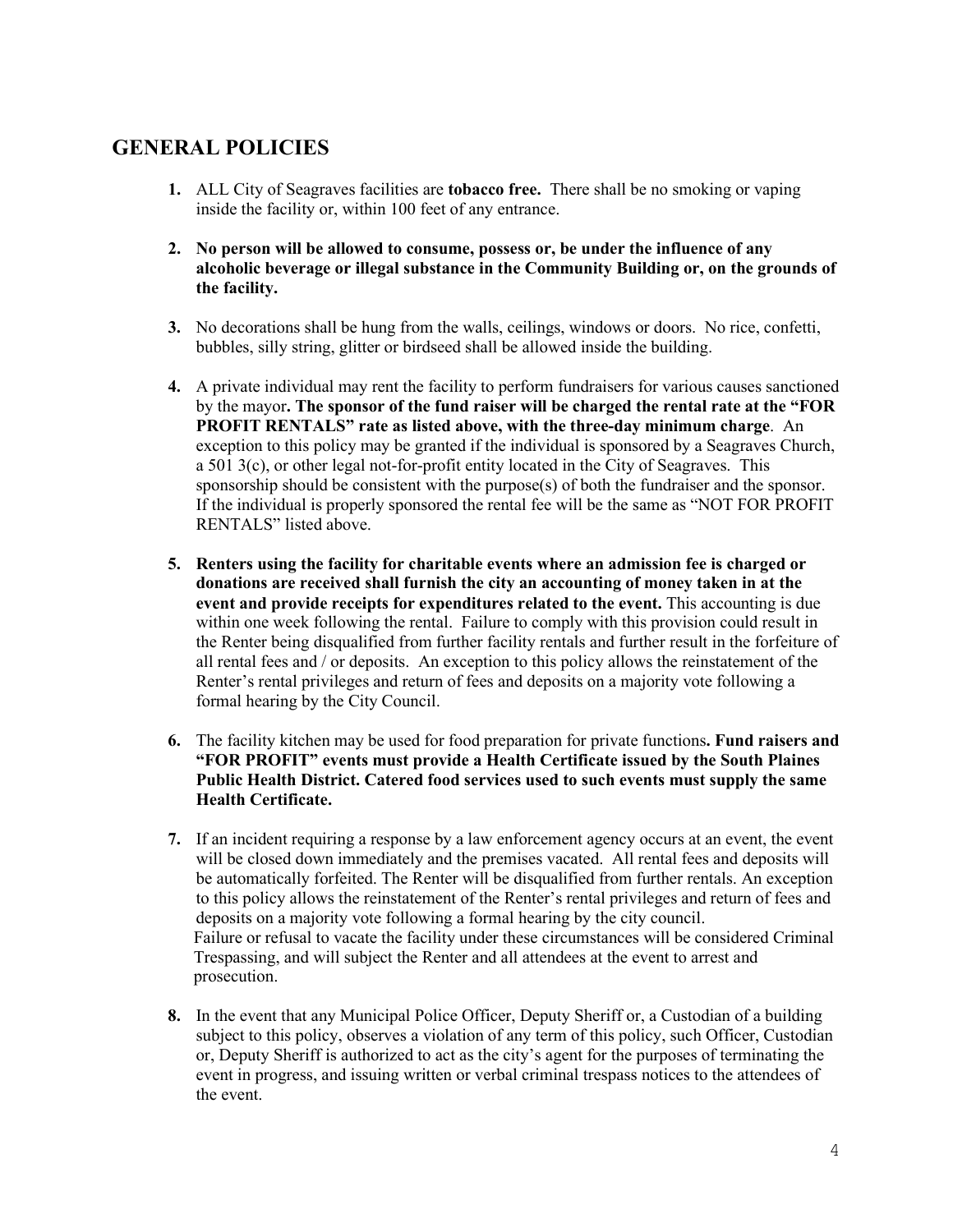## GENERAL POLICIES

1. ALL City of Seagraves facilities are **tobacco free.** There shall be no smoking or vaping inside the facility or, within 100 feet of any entrance.

2. **No person will be allowed to consume, possess or, be under the influence of any alcoholic beverage or illegal substance in the Community Building or, on the grounds of the facility.**

3. No decorations shall be hung from the walls, ceilings, windows or doors. No rice, confetti, bubbles, silly string, glitter or birdseed shall be allowed inside the building.

4. A private individual may rent the facility to perform fundraisers for various causes sanctioned by the mayor**. The sponsor of the fund raiser will be charged the rental rate at the "FOR PROFIT RENTALS" rate as listed above, with the three-day minimum charge**. An exception to this policy may be granted if the individual is sponsored by a Seagraves Church, a 501 3(c), or other legal not-for-profit entity located in the City of Seagraves. This sponsorship should be consistent with the purpose(s) of both the fundraiser and the sponsor. If the individual is properly sponsored the rental fee will be the same as "NOT FOR PROFIT RENTALS" listed above.

5. **Renters using the facility for charitable events where an admission fee is charged or donations are received shall furnish the city an accounting of money taken in at the event and provide receipts for expenditures related to the event.** This accounting is due within one week following the rental. Failure to comply with this provision could result in the Renter being disqualified from further facility rentals and further result in the forfeiture of all rental fees and / or deposits. An exception to this policy allows the reinstatement of the Renter's rental privileges and return of fees and deposits on a majority vote following a formal hearing by the City Council.

6. The facility kitchen may be used for food preparation for private functions**. Fund raisers and "FOR PROFIT" events must provide a Health Certificate issued by the South Plaines Public Health District. Catered food services used to such events must supply the same Health Certificate.**

7. If an incident requiring a response by a law enforcement agency occurs at an event, the event will be closed down immediately and the premises vacated. All rental fees and deposits will be automatically forfeited. The Renter will be disqualified from further rentals. An exception to this policy allows the reinstatement of the Renter's rental privileges and return of fees and deposits on a majority vote following a formal hearing by the city council.
   Failure or refusal to vacate the facility under these circumstances will be considered Criminal Trespassing, and will subject the Renter and all attendees at the event to arrest and prosecution.

8. In the event that any Municipal Police Officer, Deputy Sheriff or, a Custodian of a building subject to this policy, observes a violation of any term of this policy, such Officer, Custodian or, Deputy Sheriff is authorized to act as the city's agent for the purposes of terminating the event in progress, and issuing written or verbal criminal trespass notices to the attendees of the event.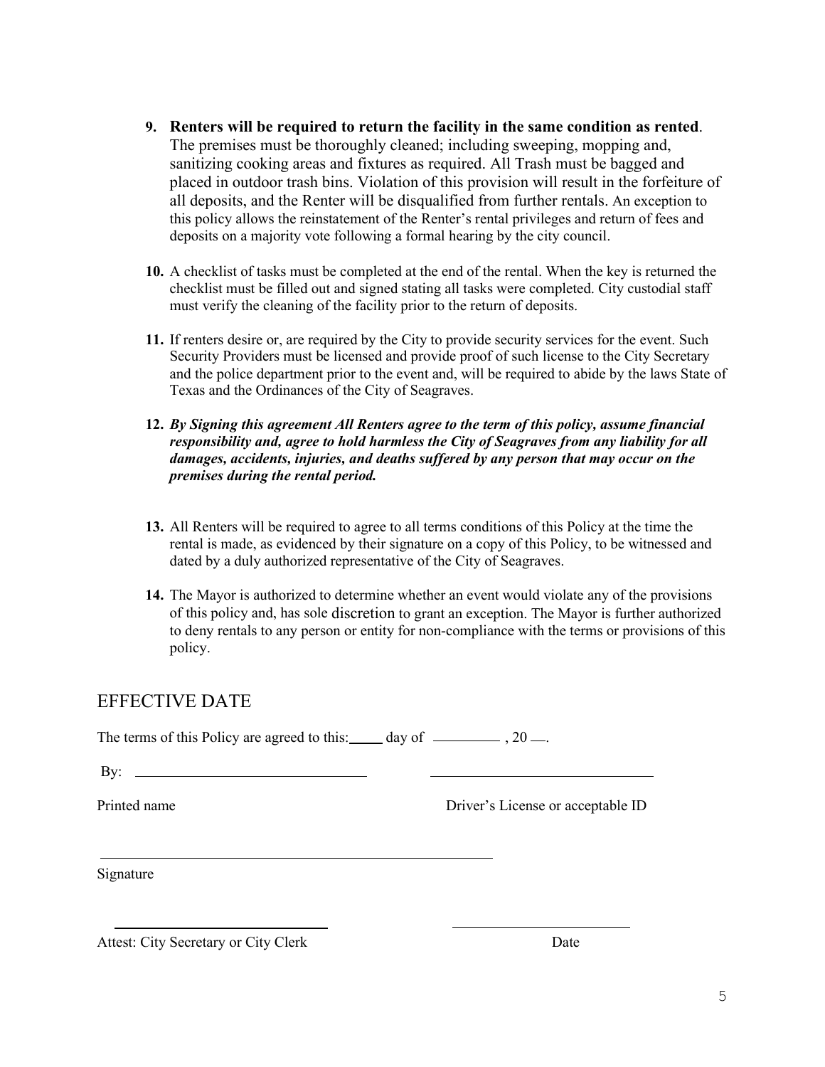9. **Renters will be required to return the facility in the same condition as rented**. The premises must be thoroughly cleaned; including sweeping, mopping and, sanitizing cooking areas and fixtures as required. All Trash must be bagged and placed in outdoor trash bins. Violation of this provision will result in the forfeiture of all deposits, and the Renter will be disqualified from further rentals. An exception to this policy allows the reinstatement of the Renter's rental privileges and return of fees and deposits on a majority vote following a formal hearing by the city council.

10. A checklist of tasks must be completed at the end of the rental. When the key is returned the checklist must be filled out and signed stating all tasks were completed. City custodial staff must verify the cleaning of the facility prior to the return of deposits.

11. If renters desire or, are required by the City to provide security services for the event. Such Security Providers must be licensed and provide proof of such license to the City Secretary and the police department prior to the event and, will be required to abide by the laws State of Texas and the Ordinances of the City of Seagraves.

12. ***By Signing this agreement All Renters agree to the term of this policy, assume financial responsibility and, agree to hold harmless the City of Seagraves from any liability for all damages, accidents, injuries, and deaths suffered by any person that may occur on the premises during the rental period.***

13. All Renters will be required to agree to all terms conditions of this Policy at the time the rental is made, as evidenced by their signature on a copy of this Policy, to be witnessed and dated by a duly authorized representative of the City of Seagraves.

14. The Mayor is authorized to determine whether an event would violate any of the provisions of this policy and, has sole discretion to grant an exception. The Mayor is further authorized to deny rentals to any person or entity for non-compliance with the terms or provisions of this policy.

## EFFECTIVE DATE

The terms of this Policy are agreed to this: _____ day of __________ , 20 __.

By: ______________________________ ______________________________

Printed name Driver's License or acceptable ID

______________________________________________________

Signature

______________________________ ________________________

Attest: City Secretary or City Clerk Date